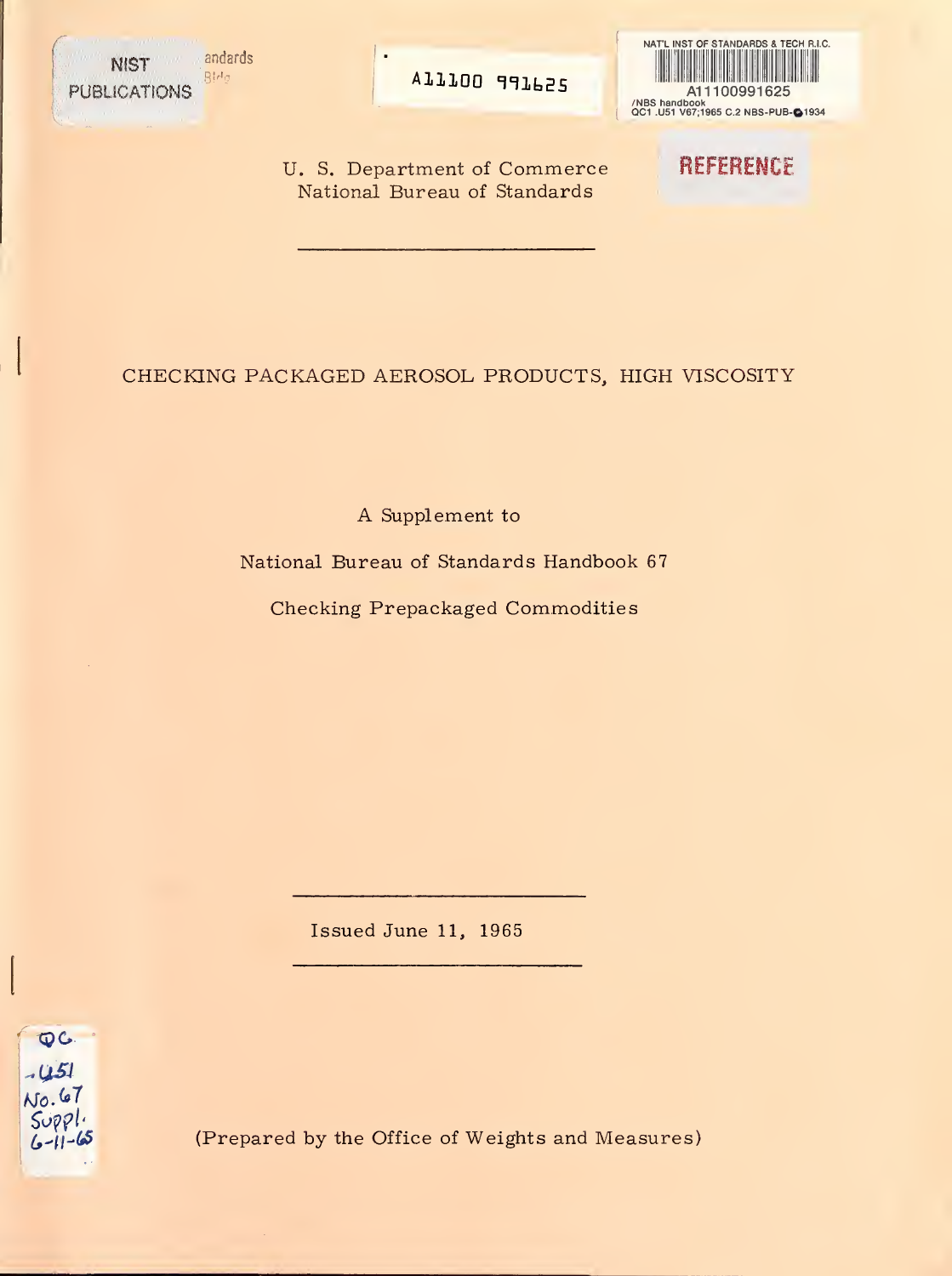U. S. Department of Commerce
National Bureau of Standards

# CHECKING PACKAGED AEROSOL PRODUCTS, HIGH VISCOSITY

A Supplement to

National Bureau of Standards Handbook 67

Checking Prepackaged Commodities

Issued June 11, 1965

(Prepared by the Office of Weights and Measures)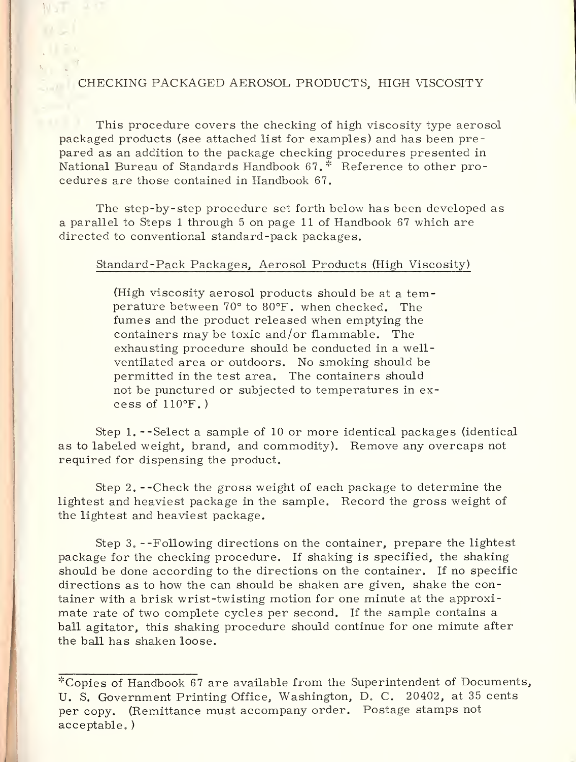## CHECKING PACKAGED AEROSOL PRODUCTS, HIGH VISCOSITY

This procedure covers the checking of high viscosity type aerosol packaged products (see attached list for examples) and has been prepared as an addition to the package checking procedures presented in National Bureau of Standards Handbook 67.* Reference to other procedures are those contained in Handbook 67.

The step-by-step procedure set forth below has been developed as a parallel to Steps 1 through 5 on page 11 of Handbook 67 which are directed to conventional standard-pack packages.

### Standard-Pack Packages, Aerosol Products (High Viscosity)

> (High viscosity aerosol products should be at a temperature between 70° to 80°F. when checked. The fumes and the product released when emptying the containers may be toxic and/or flammable. The exhausting procedure should be conducted in a well-ventilated area or outdoors. No smoking should be permitted in the test area. The containers should not be punctured or subjected to temperatures in excess of 110°F.)

Step 1.--Select a sample of 10 or more identical packages (identical as to labeled weight, brand, and commodity). Remove any overcaps not required for dispensing the product.

Step 2.--Check the gross weight of each package to determine the lightest and heaviest package in the sample. Record the gross weight of the lightest and heaviest package.

Step 3.--Following directions on the container, prepare the lightest package for the checking procedure. If shaking is specified, the shaking should be done according to the directions on the container. If no specific directions as to how the can should be shaken are given, shake the container with a brisk wrist-twisting motion for one minute at the approximate rate of two complete cycles per second. If the sample contains a ball agitator, this shaking procedure should continue for one minute after the ball has shaken loose.

---

*Copies of Handbook 67 are available from the Superintendent of Documents, U. S. Government Printing Office, Washington, D. C. 20402, at 35 cents per copy. (Remittance must accompany order. Postage stamps not acceptable.)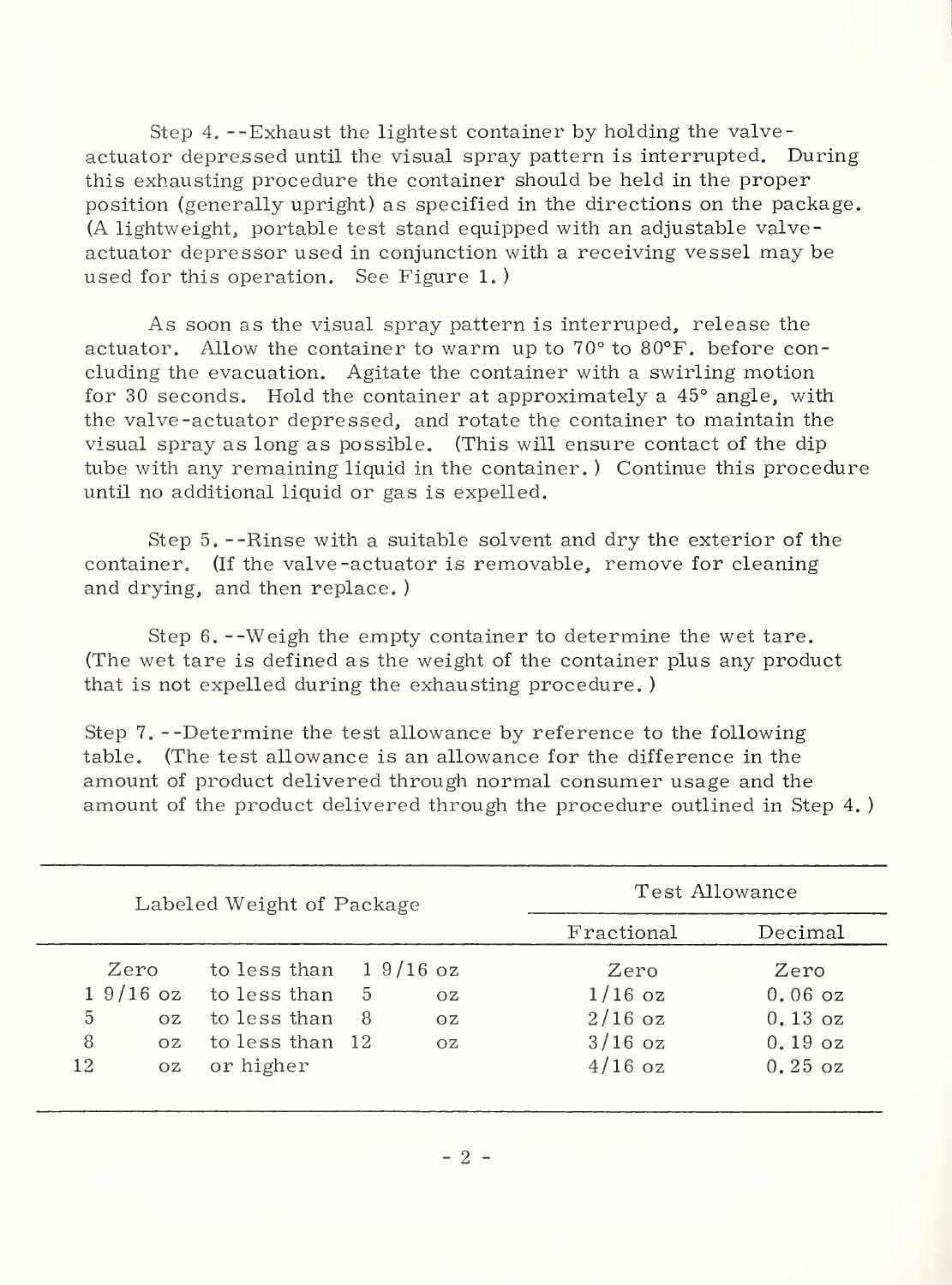Step 4. --Exhaust the lightest container by holding the valve-actuator depressed until the visual spray pattern is interrupted. During this exhausting procedure the container should be held in the proper position (generally upright) as specified in the directions on the package. (A lightweight, portable test stand equipped with an adjustable valve-actuator depressor used in conjunction with a receiving vessel may be used for this operation. See Figure 1.)

As soon as the visual spray pattern is interruped, release the actuator. Allow the container to warm up to 70° to 80°F. before concluding the evacuation. Agitate the container with a swirling motion for 30 seconds. Hold the container at approximately a 45° angle, with the valve-actuator depressed, and rotate the container to maintain the visual spray as long as possible. (This will ensure contact of the dip tube with any remaining liquid in the container.) Continue this procedure until no additional liquid or gas is expelled.

Step 5. --Rinse with a suitable solvent and dry the exterior of the container. (If the valve-actuator is removable, remove for cleaning and drying, and then replace.)

Step 6. --Weigh the empty container to determine the wet tare. (The wet tare is defined as the weight of the container plus any product that is not expelled during the exhausting procedure.)

Step 7. --Determine the test allowance by reference to the following table. (The test allowance is an allowance for the difference in the amount of product delivered through normal consumer usage and the amount of the product delivered through the procedure outlined in Step 4.)

| Labeled Weight of Package | Test Allowance | |
|---|---|---|
| | Fractional | Decimal |
| Zero to less than 1 9/16 oz | Zero | Zero |
| 1 9/16 oz to less than 5 oz | 1/16 oz | 0.06 oz |
| 5 oz to less than 8 oz | 2/16 oz | 0.13 oz |
| 8 oz to less than 12 oz | 3/16 oz | 0.19 oz |
| 12 oz or higher | 4/16 oz | 0.25 oz |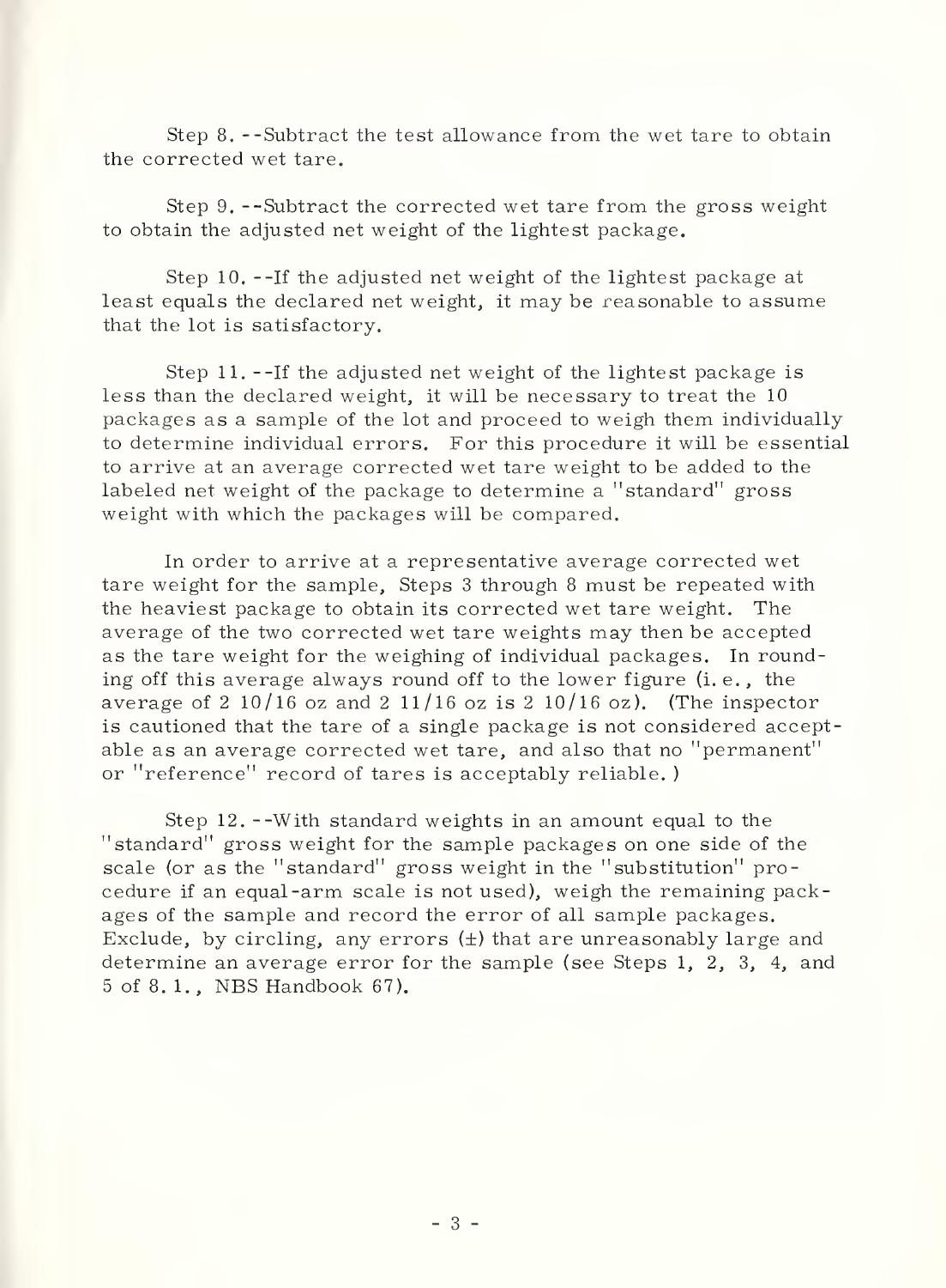Step 8. --Subtract the test allowance from the wet tare to obtain the corrected wet tare.

Step 9. --Subtract the corrected wet tare from the gross weight to obtain the adjusted net weight of the lightest package.

Step 10. --If the adjusted net weight of the lightest package at least equals the declared net weight, it may be reasonable to assume that the lot is satisfactory.

Step 11. --If the adjusted net weight of the lightest package is less than the declared weight, it will be necessary to treat the 10 packages as a sample of the lot and proceed to weigh them individually to determine individual errors. For this procedure it will be essential to arrive at an average corrected wet tare weight to be added to the labeled net weight of the package to determine a "standard" gross weight with which the packages will be compared.

In order to arrive at a representative average corrected wet tare weight for the sample, Steps 3 through 8 must be repeated with the heaviest package to obtain its corrected wet tare weight. The average of the two corrected wet tare weights may then be accepted as the tare weight for the weighing of individual packages. In rounding off this average always round off to the lower figure (i.e., the average of 2 10/16 oz and 2 11/16 oz is 2 10/16 oz). (The inspector is cautioned that the tare of a single package is not considered acceptable as an average corrected wet tare, and also that no "permanent" or "reference" record of tares is acceptably reliable.)

Step 12. --With standard weights in an amount equal to the "standard" gross weight for the sample packages on one side of the scale (or as the "standard" gross weight in the "substitution" procedure if an equal-arm scale is not used), weigh the remaining packages of the sample and record the error of all sample packages. Exclude, by circling, any errors (±) that are unreasonably large and determine an average error for the sample (see Steps 1, 2, 3, 4, and 5 of 8.1., NBS Handbook 67).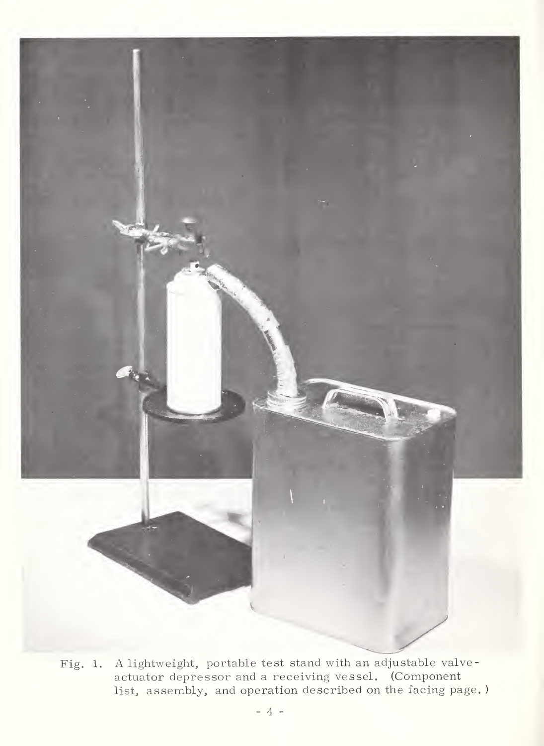Fig. 1. A lightweight, portable test stand with an adjustable valve-actuator depressor and a receiving vessel. (Component list, assembly, and operation described on the facing page.)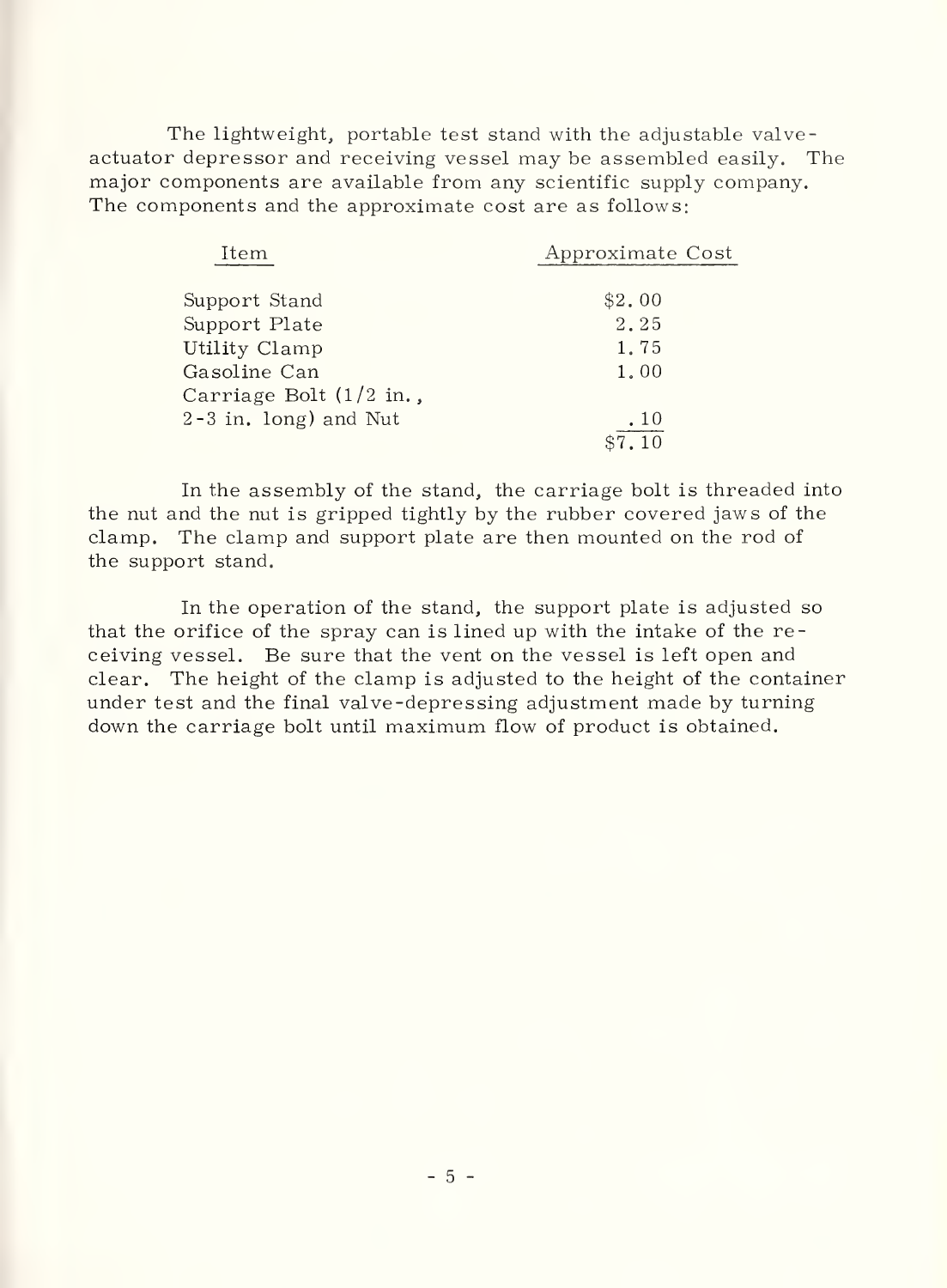The lightweight, portable test stand with the adjustable valve-actuator depressor and receiving vessel may be assembled easily. The major components are available from any scientific supply company. The components and the approximate cost are as follows:

| Item | Approximate Cost |
|---|---|
| Support Stand | \$2.00 |
| Support Plate | 2.25 |
| Utility Clamp | 1.75 |
| Gasoline Can | 1.00 |
| Carriage Bolt (1/2 in., 2-3 in. long) and Nut | .10 |
| | \$7.10 |

In the assembly of the stand, the carriage bolt is threaded into the nut and the nut is gripped tightly by the rubber covered jaws of the clamp. The clamp and support plate are then mounted on the rod of the support stand.

In the operation of the stand, the support plate is adjusted so that the orifice of the spray can is lined up with the intake of the receiving vessel. Be sure that the vent on the vessel is left open and clear. The height of the clamp is adjusted to the height of the container under test and the final valve-depressing adjustment made by turning down the carriage bolt until maximum flow of product is obtained.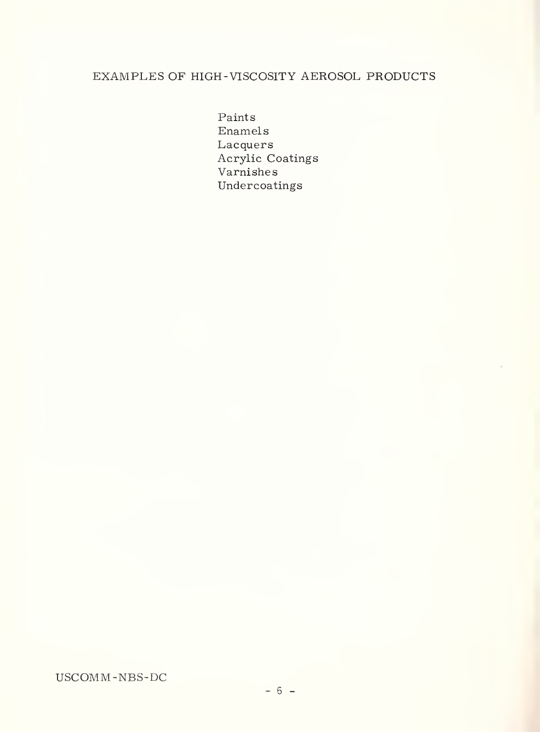## EXAMPLES OF HIGH-VISCOSITY AEROSOL PRODUCTS

Paints
Enamels
Lacquers
Acrylic Coatings
Varnishes
Undercoatings

USCOMM-NBS-DC